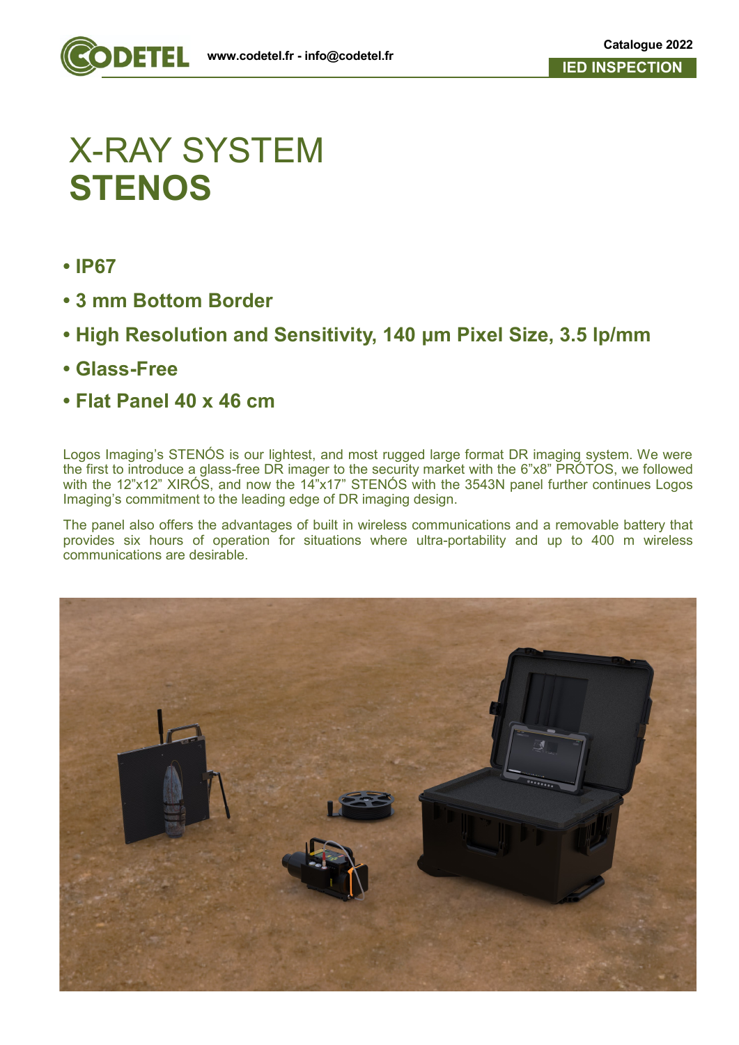# X-RAY SYSTEM
# STENOS

- **IP67**
- **3 mm Bottom Border**
- **High Resolution and Sensitivity, 140 µm Pixel Size, 3.5 lp/mm**
- **Glass-Free**
- **Flat Panel 40 x 46 cm**

Logos Imaging's STENÓS is our lightest, and most rugged large format DR imaging system. We were the first to introduce a glass-free DR imager to the security market with the 6"x8" PRÓTOS, we followed with the 12"x12" XIRÓS, and now the 14"x17" STENÓS with the 3543N panel further continues Logos Imaging's commitment to the leading edge of DR imaging design.

The panel also offers the advantages of built in wireless communications and a removable battery that provides six hours of operation for situations where ultra-portability and up to 400 m wireless communications are desirable.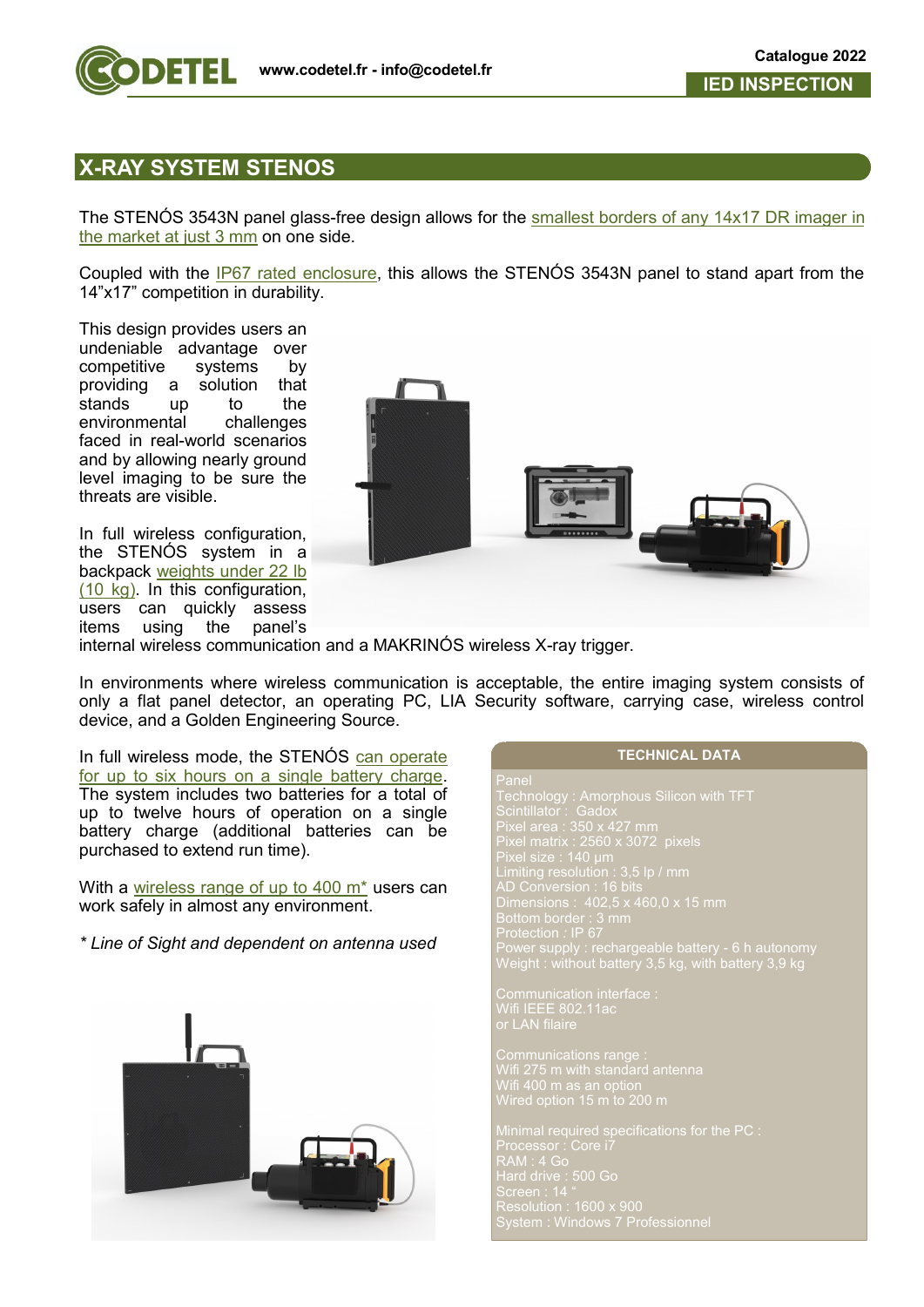## X-RAY SYSTEM STENOS

The STENÓS 3543N panel glass-free design allows for the smallest borders of any 14x17 DR imager in the market at just 3 mm on one side.

Coupled with the IP67 rated enclosure, this allows the STENÓS 3543N panel to stand apart from the 14"x17" competition in durability.

This design provides users an undeniable advantage over competitive systems by providing a solution that stands up to the environmental challenges faced in real-world scenarios and by allowing nearly ground level imaging to be sure the threats are visible.

In full wireless configuration, the STENÓS system in a backpack weights under 22 lb (10 kg). In this configuration, users can quickly assess items using the panel's internal wireless communication and a MAKRINÓS wireless X-ray trigger.

In environments where wireless communication is acceptable, the entire imaging system consists of only a flat panel detector, an operating PC, LIA Security software, carrying case, wireless control device, and a Golden Engineering Source.

In full wireless mode, the STENÓS can operate for up to six hours on a single battery charge. The system includes two batteries for a total of up to twelve hours of operation on a single battery charge (additional batteries can be purchased to extend run time).

With a wireless range of up to 400 m* users can work safely in almost any environment.

*\* Line of Sight and dependent on antenna used*

### TECHNICAL DATA

Panel
Technology : Amorphous Silicon with TFT
Scintillator : Gadox
Pixel area : 350 x 427 mm
Pixel matrix : 2560 x 3072 pixels
Pixel size : 140 µm
Limiting resolution : 3,5 lp / mm
AD Conversion : 16 bits
Dimensions : 402,5 x 460,0 x 15 mm
Bottom border : 3 mm
Protection : IP 67
Power supply : rechargeable battery - 6 h autonomy
Weight : without battery 3,5 kg, with battery 3,9 kg

Communication interface :
Wifi IEEE 802.11ac
or LAN filaire

Communications range :
Wifi 275 m with standard antenna
Wifi 400 m as an option
Wired option 15 m to 200 m

Minimal required specifications for the PC :
Processor : Core i7
RAM : 4 Go
Hard drive : 500 Go
Screen : 14 "
Resolution : 1600 x 900
System : Windows 7 Professionnel